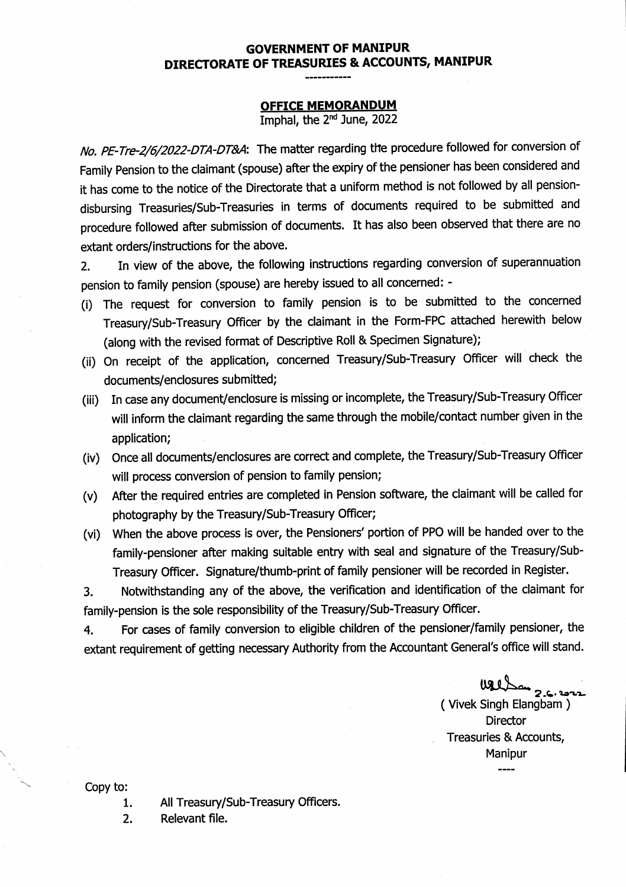# GOVERNMENT OF MANIPUR
# DIRECTORATE OF TREASURIES & ACCOUNTS, MANIPUR

-----------

## OFFICE MEMORANDUM

Imphal, the 2nd June, 2022

*No. PE-Tre-2/6/2022-DTA-DT&A*: The matter regarding the procedure followed for conversion of Family Pension to the claimant (spouse) after the expiry of the pensioner has been considered and it has come to the notice of the Directorate that a uniform method is not followed by all pension-disbursing Treasuries/Sub-Treasuries in terms of documents required to be submitted and procedure followed after submission of documents. It has also been observed that there are no extant orders/instructions for the above.

2. In view of the above, the following instructions regarding conversion of superannuation pension to family pension (spouse) are hereby issued to all concerned: -

(i) The request for conversion to family pension is to be submitted to the concerned Treasury/Sub-Treasury Officer by the claimant in the Form-FPC attached herewith below (along with the revised format of Descriptive Roll & Specimen Signature);

(ii) On receipt of the application, concerned Treasury/Sub-Treasury Officer will check the documents/enclosures submitted;

(iii) In case any document/enclosure is missing or incomplete, the Treasury/Sub-Treasury Officer will inform the claimant regarding the same through the mobile/contact number given in the application;

(iv) Once all documents/enclosures are correct and complete, the Treasury/Sub-Treasury Officer will process conversion of pension to family pension;

(v) After the required entries are completed in Pension software, the claimant will be called for photography by the Treasury/Sub-Treasury Officer;

(vi) When the above process is over, the Pensioners' portion of PPO will be handed over to the family-pensioner after making suitable entry with seal and signature of the Treasury/Sub-Treasury Officer. Signature/thumb-print of family pensioner will be recorded in Register.

3. Notwithstanding any of the above, the verification and identification of the claimant for family-pension is the sole responsibility of the Treasury/Sub-Treasury Officer.

4. For cases of family conversion to eligible children of the pensioner/family pensioner, the extant requirement of getting necessary Authority from the Accountant General's office will stand.

2.6.2022

( Vivek Singh Elangbam )
Director
Treasuries & Accounts,
Manipur

----

Copy to:

1. All Treasury/Sub-Treasury Officers.
2. Relevant file.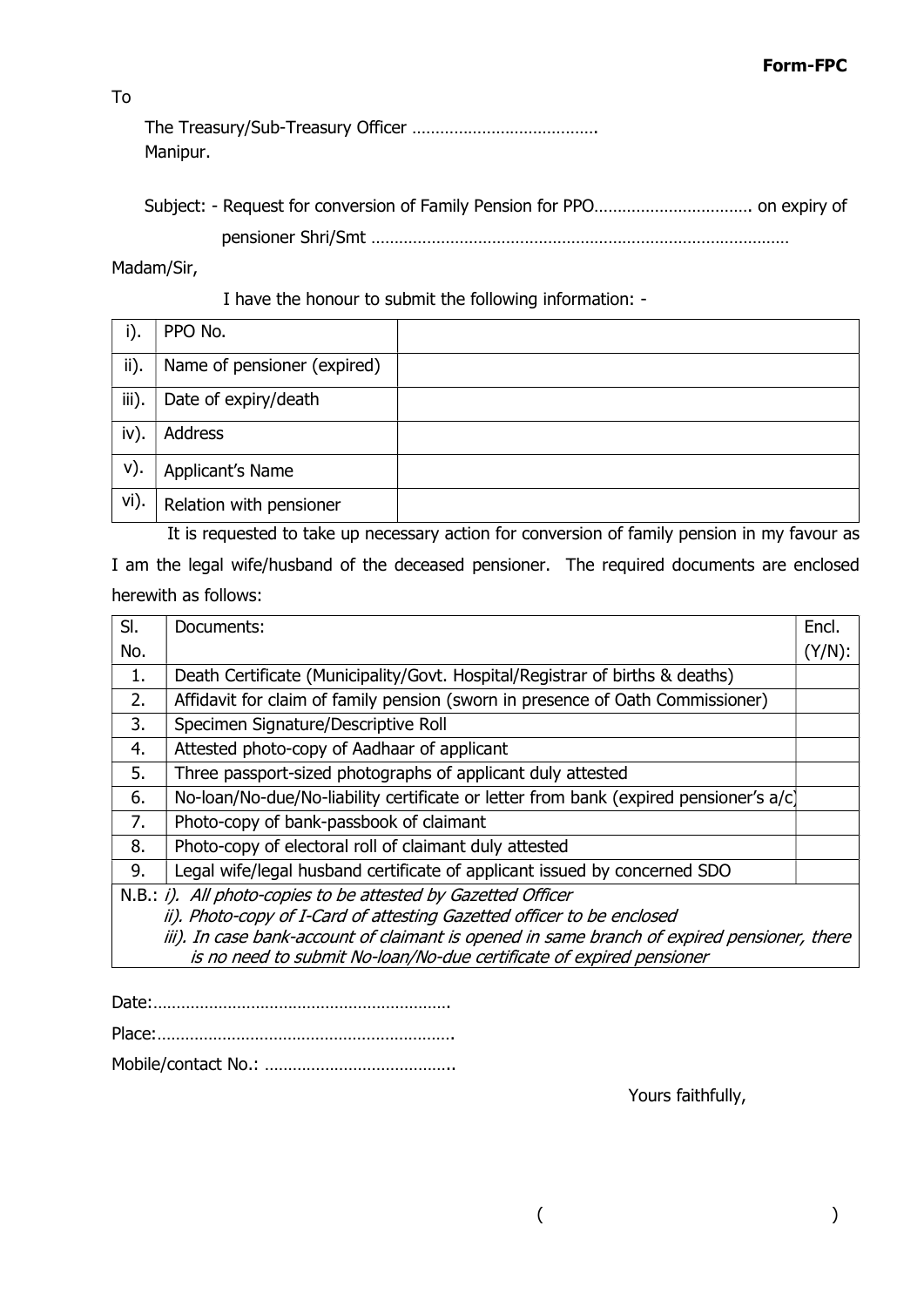**Form-FPC**

To

The Treasury/Sub-Treasury Officer ………………………………….
Manipur.

Subject: - Request for conversion of Family Pension for PPO……………………………. on expiry of pensioner Shri/Smt ………………………………………………………………………………

Madam/Sir,

I have the honour to submit the following information: -

| | | |
|---|---|---|
| i). | PPO No. | |
| ii). | Name of pensioner (expired) | |
| iii). | Date of expiry/death | |
| iv). | Address | |
| v). | Applicant's Name | |
| vi). | Relation with pensioner | |

It is requested to take up necessary action for conversion of family pension in my favour as I am the legal wife/husband of the deceased pensioner. The required documents are enclosed herewith as follows:

| Sl. No. | Documents: | Encl. (Y/N): |
|---|---|---|
| 1. | Death Certificate (Municipality/Govt. Hospital/Registrar of births & deaths) | |
| 2. | Affidavit for claim of family pension (sworn in presence of Oath Commissioner) | |
| 3. | Specimen Signature/Descriptive Roll | |
| 4. | Attested photo-copy of Aadhaar of applicant | |
| 5. | Three passport-sized photographs of applicant duly attested | |
| 6. | No-loan/No-due/No-liability certificate or letter from bank (expired pensioner's a/c) | |
| 7. | Photo-copy of bank-passbook of claimant | |
| 8. | Photo-copy of electoral roll of claimant duly attested | |
| 9. | Legal wife/legal husband certificate of applicant issued by concerned SDO | |

N.B.: *i). All photo-copies to be attested by Gazetted Officer*
*ii). Photo-copy of I-Card of attesting Gazetted officer to be enclosed*
*iii). In case bank-account of claimant is opened in same branch of expired pensioner, there is no need to submit No-loan/No-due certificate of expired pensioner*

Date:……………………………………………………….

Place:……………………………………………………….

Mobile/contact No.: …………………………………..

Yours faithfully,

( )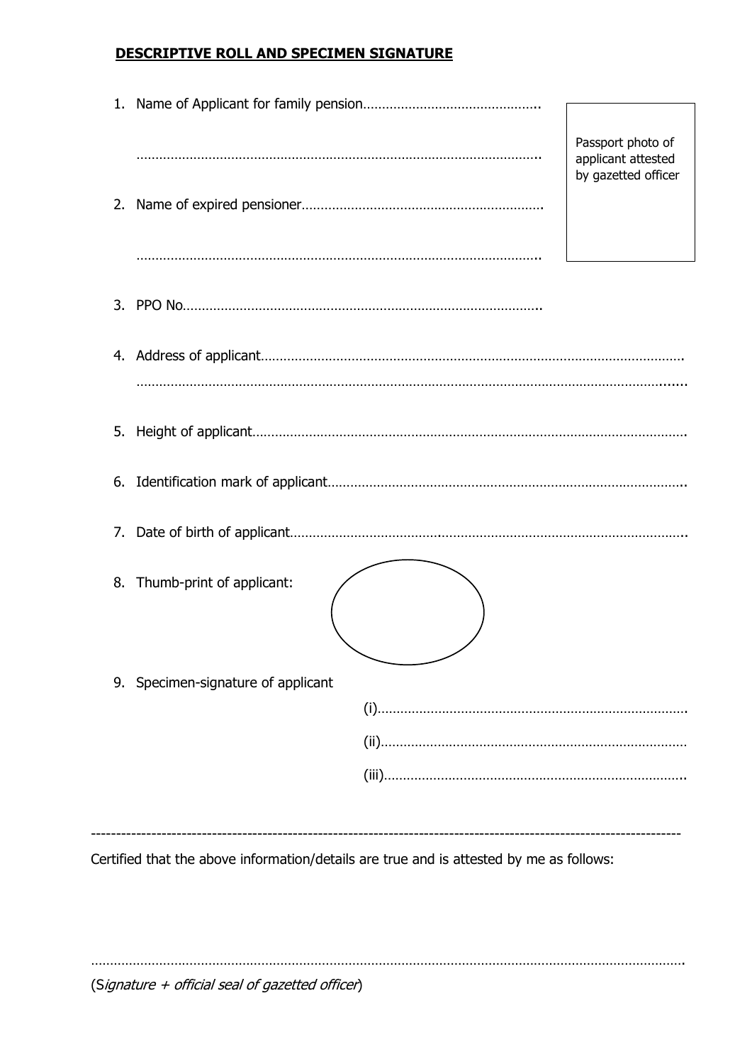## DESCRIPTIVE ROLL AND SPECIMEN SIGNATURE

1. Name of Applicant for family pension……………………………………….

   ……………………………………………………………………………………….

2. Name of expired pensioner……………………………………………………….

   ……………………………………………………………………………………….

Passport photo of applicant attested by gazetted officer

3. PPO No…………………………………………………………………………………..

4. Address of applicant…………………………………………………………………………………………….

   ………………………………………………………………………………………………………………….......

5. Height of applicant…………………………………………………………………………………………………

6. Identification mark of applicant……………………………………………………………………………..

7. Date of birth of applicant…………………………………………………………………………………………..

8. Thumb-print of applicant:

9. Specimen-signature of applicant

   (i)……………………………………………………………………….

   (ii)………………………………………………………………………

   (iii)……………………………………………………………………..

---

Certified that the above information/details are true and is attested by me as follows:

……………………………………………………………………………………………………………………………….

(S*ignature + official seal of gazetted officer*)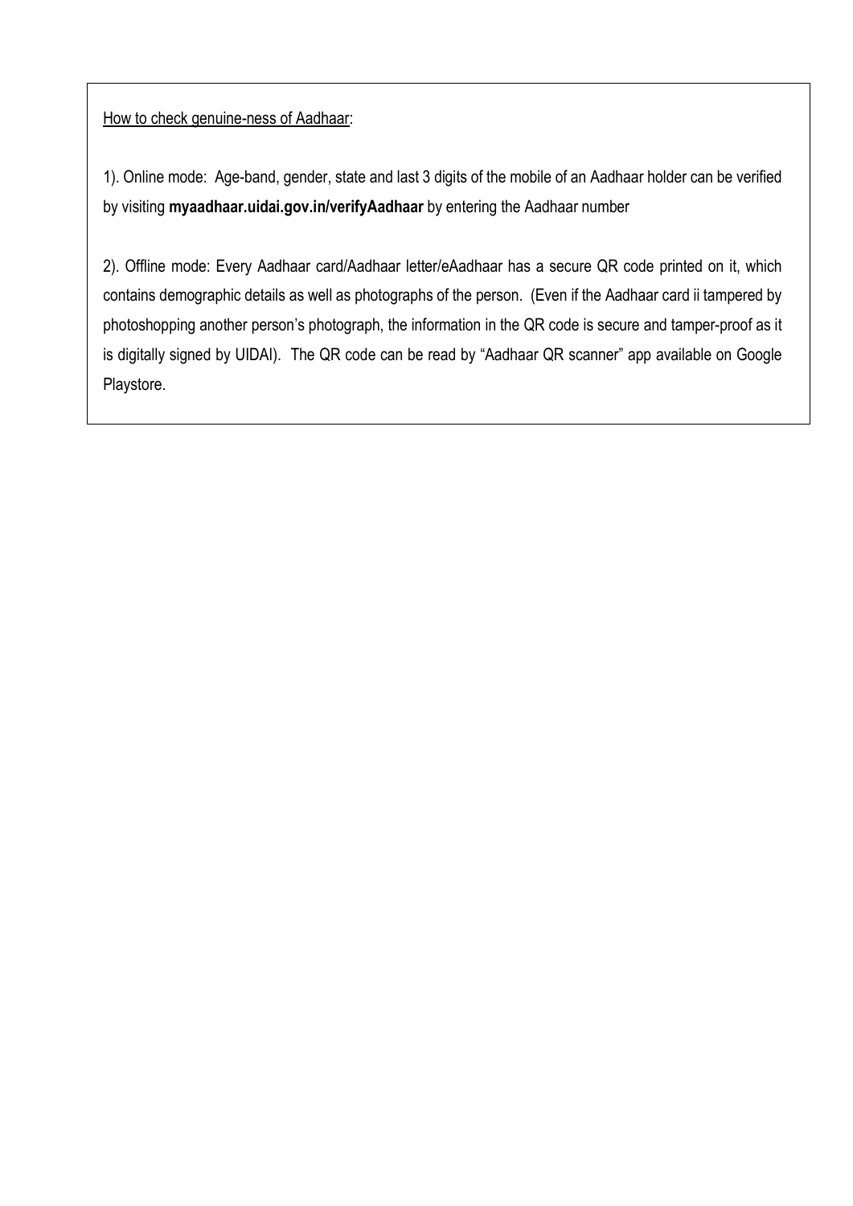<u>How to check genuine-ness of Aadhaar</u>:

1). Online mode: Age-band, gender, state and last 3 digits of the mobile of an Aadhaar holder can be verified by visiting **myaadhaar.uidai.gov.in/verifyAadhaar** by entering the Aadhaar number

2). Offline mode: Every Aadhaar card/Aadhaar letter/eAadhaar has a secure QR code printed on it, which contains demographic details as well as photographs of the person. (Even if the Aadhaar card ii tampered by photoshopping another person's photograph, the information in the QR code is secure and tamper-proof as it is digitally signed by UIDAI). The QR code can be read by "Aadhaar QR scanner" app available on Google Playstore.